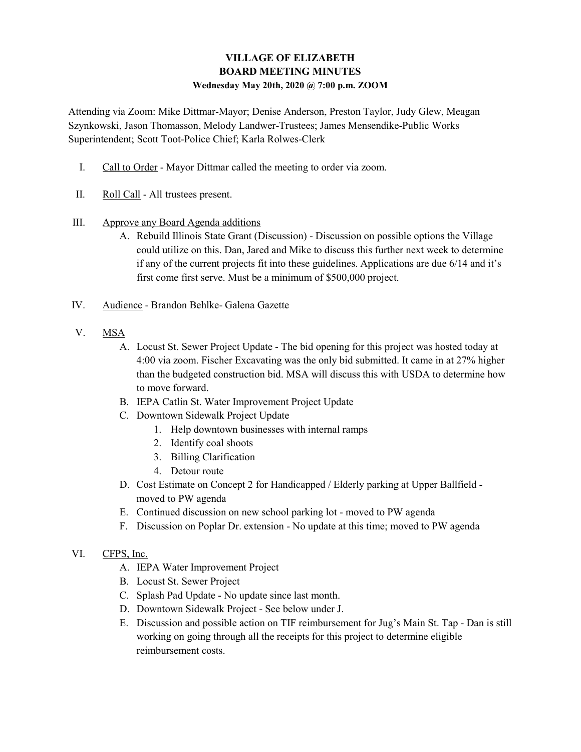# VILLAGE OF ELIZABETH
## BOARD MEETING MINUTES
### Wednesday May 20th, 2020 @ 7:00 p.m. ZOOM

Attending via Zoom: Mike Dittmar-Mayor; Denise Anderson, Preston Taylor, Judy Glew, Meagan Szynkowski, Jason Thomasson, Melody Landwer-Trustees; James Mensendike-Public Works Superintendent; Scott Toot-Police Chief; Karla Rolwes-Clerk

I. Call to Order - Mayor Dittmar called the meeting to order via zoom.

II. Roll Call - All trustees present.

III. Approve any Board Agenda additions
   A. Rebuild Illinois State Grant (Discussion) - Discussion on possible options the Village could utilize on this. Dan, Jared and Mike to discuss this further next week to determine if any of the current projects fit into these guidelines. Applications are due 6/14 and it's first come first serve. Must be a minimum of $500,000 project.

IV. Audience - Brandon Behlke- Galena Gazette

V. MSA
   A. Locust St. Sewer Project Update - The bid opening for this project was hosted today at 4:00 via zoom. Fischer Excavating was the only bid submitted. It came in at 27% higher than the budgeted construction bid. MSA will discuss this with USDA to determine how to move forward.
   B. IEPA Catlin St. Water Improvement Project Update
   C. Downtown Sidewalk Project Update
      1. Help downtown businesses with internal ramps
      2. Identify coal shoots
      3. Billing Clarification
      4. Detour route
   D. Cost Estimate on Concept 2 for Handicapped / Elderly parking at Upper Ballfield - moved to PW agenda
   E. Continued discussion on new school parking lot - moved to PW agenda
   F. Discussion on Poplar Dr. extension - No update at this time; moved to PW agenda

VI. CFPS, Inc.
   A. IEPA Water Improvement Project
   B. Locust St. Sewer Project
   C. Splash Pad Update - No update since last month.
   D. Downtown Sidewalk Project - See below under J.
   E. Discussion and possible action on TIF reimbursement for Jug's Main St. Tap - Dan is still working on going through all the receipts for this project to determine eligible reimbursement costs.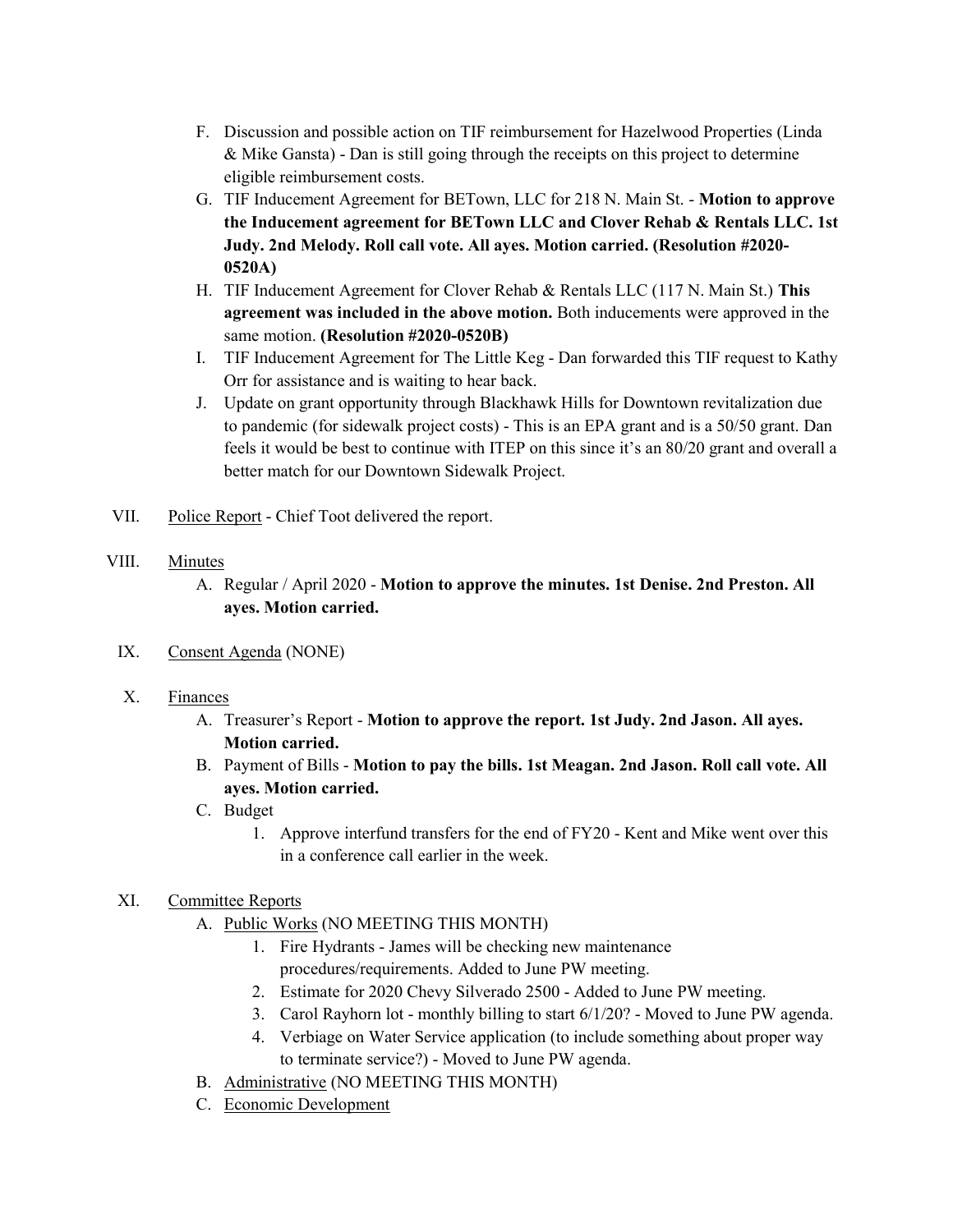F. Discussion and possible action on TIF reimbursement for Hazelwood Properties (Linda & Mike Gansta) - Dan is still going through the receipts on this project to determine eligible reimbursement costs.

G. TIF Inducement Agreement for BETown, LLC for 218 N. Main St. - **Motion to approve the Inducement agreement for BETown LLC and Clover Rehab & Rentals LLC. 1st Judy. 2nd Melody. Roll call vote. All ayes. Motion carried. (Resolution #2020-0520A)**

H. TIF Inducement Agreement for Clover Rehab & Rentals LLC (117 N. Main St.) **This agreement was included in the above motion.** Both inducements were approved in the same motion. **(Resolution #2020-0520B)**

I. TIF Inducement Agreement for The Little Keg - Dan forwarded this TIF request to Kathy Orr for assistance and is waiting to hear back.

J. Update on grant opportunity through Blackhawk Hills for Downtown revitalization due to pandemic (for sidewalk project costs) - This is an EPA grant and is a 50/50 grant. Dan feels it would be best to continue with ITEP on this since it's an 80/20 grant and overall a better match for our Downtown Sidewalk Project.

VII. Police Report - Chief Toot delivered the report.

VIII. Minutes

A. Regular / April 2020 - **Motion to approve the minutes. 1st Denise. 2nd Preston. All ayes. Motion carried.**

IX. Consent Agenda (NONE)

X. Finances

A. Treasurer's Report - **Motion to approve the report. 1st Judy. 2nd Jason. All ayes. Motion carried.**

B. Payment of Bills - **Motion to pay the bills. 1st Meagan. 2nd Jason. Roll call vote. All ayes. Motion carried.**

C. Budget

1. Approve interfund transfers for the end of FY20 - Kent and Mike went over this in a conference call earlier in the week.

XI. Committee Reports

A. Public Works (NO MEETING THIS MONTH)

1. Fire Hydrants - James will be checking new maintenance procedures/requirements. Added to June PW meeting.
2. Estimate for 2020 Chevy Silverado 2500 - Added to June PW meeting.
3. Carol Rayhorn lot - monthly billing to start 6/1/20? - Moved to June PW agenda.
4. Verbiage on Water Service application (to include something about proper way to terminate service?) - Moved to June PW agenda.

B. Administrative (NO MEETING THIS MONTH)

C. Economic Development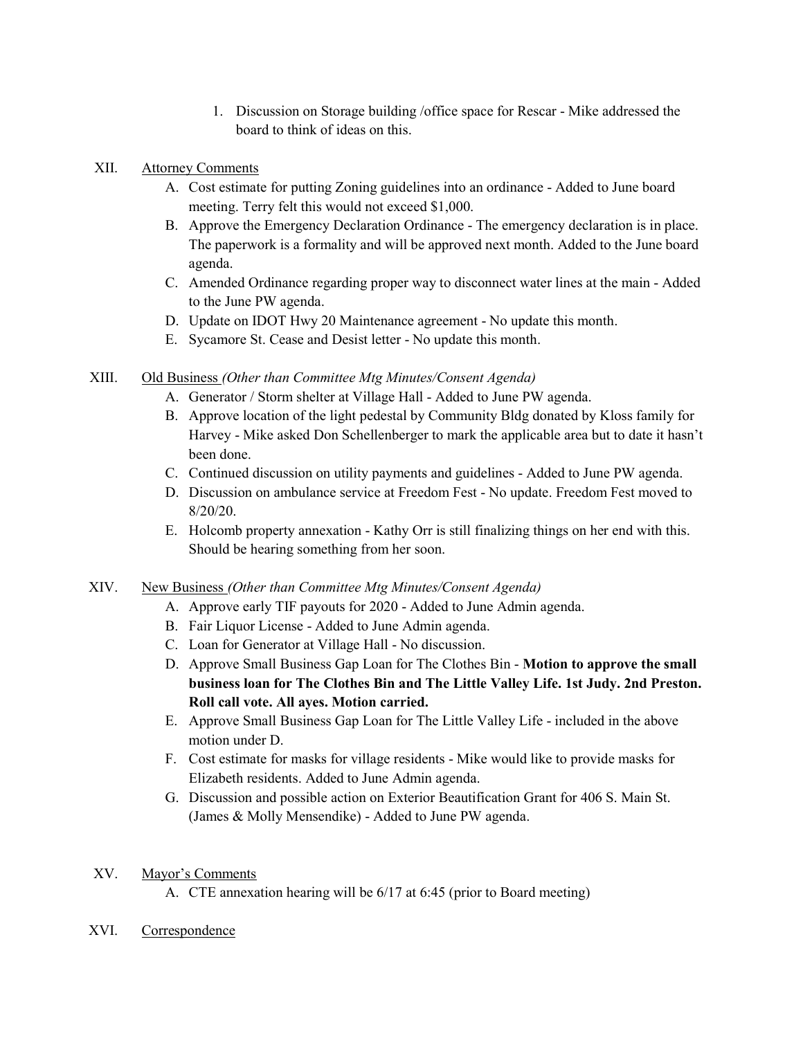1. Discussion on Storage building /office space for Rescar - Mike addressed the board to think of ideas on this.

XII. Attorney Comments

A. Cost estimate for putting Zoning guidelines into an ordinance - Added to June board meeting. Terry felt this would not exceed $1,000.

B. Approve the Emergency Declaration Ordinance - The emergency declaration is in place. The paperwork is a formality and will be approved next month. Added to the June board agenda.

C. Amended Ordinance regarding proper way to disconnect water lines at the main - Added to the June PW agenda.

D. Update on IDOT Hwy 20 Maintenance agreement - No update this month.

E. Sycamore St. Cease and Desist letter - No update this month.

XIII. Old Business *(Other than Committee Mtg Minutes/Consent Agenda)*

A. Generator / Storm shelter at Village Hall - Added to June PW agenda.

B. Approve location of the light pedestal by Community Bldg donated by Kloss family for Harvey - Mike asked Don Schellenberger to mark the applicable area but to date it hasn't been done.

C. Continued discussion on utility payments and guidelines - Added to June PW agenda.

D. Discussion on ambulance service at Freedom Fest - No update. Freedom Fest moved to 8/20/20.

E. Holcomb property annexation - Kathy Orr is still finalizing things on her end with this. Should be hearing something from her soon.

XIV. New Business *(Other than Committee Mtg Minutes/Consent Agenda)*

A. Approve early TIF payouts for 2020 - Added to June Admin agenda.

B. Fair Liquor License - Added to June Admin agenda.

C. Loan for Generator at Village Hall - No discussion.

D. Approve Small Business Gap Loan for The Clothes Bin - **Motion to approve the small business loan for The Clothes Bin and The Little Valley Life. 1st Judy. 2nd Preston. Roll call vote. All ayes. Motion carried.**

E. Approve Small Business Gap Loan for The Little Valley Life - included in the above motion under D.

F. Cost estimate for masks for village residents - Mike would like to provide masks for Elizabeth residents. Added to June Admin agenda.

G. Discussion and possible action on Exterior Beautification Grant for 406 S. Main St. (James & Molly Mensendike) - Added to June PW agenda.

XV. Mayor's Comments

A. CTE annexation hearing will be 6/17 at 6:45 (prior to Board meeting)

XVI. Correspondence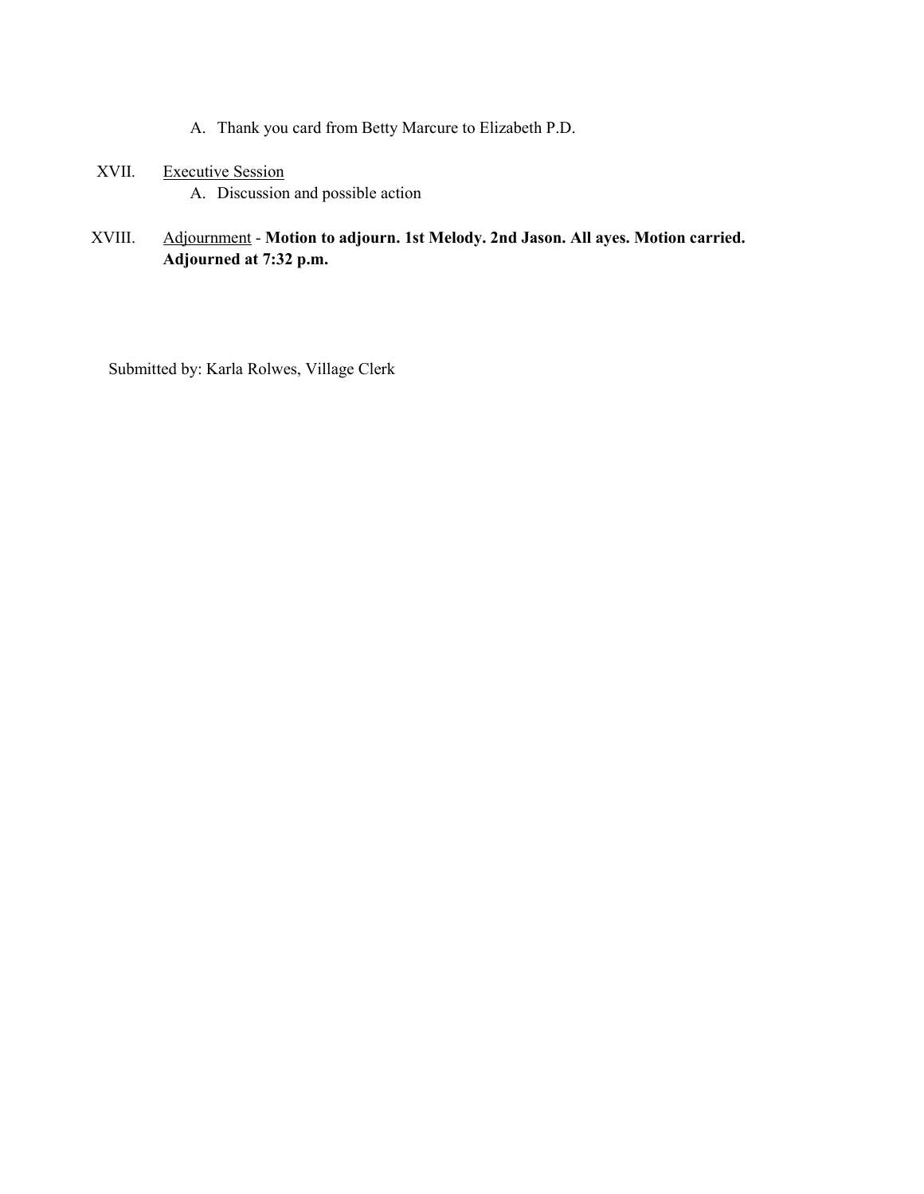A. Thank you card from Betty Marcure to Elizabeth P.D.

XVII. Executive Session

A. Discussion and possible action

XVIII. Adjournment - **Motion to adjourn. 1st Melody. 2nd Jason. All ayes. Motion carried. Adjourned at 7:32 p.m.**

Submitted by: Karla Rolwes, Village Clerk